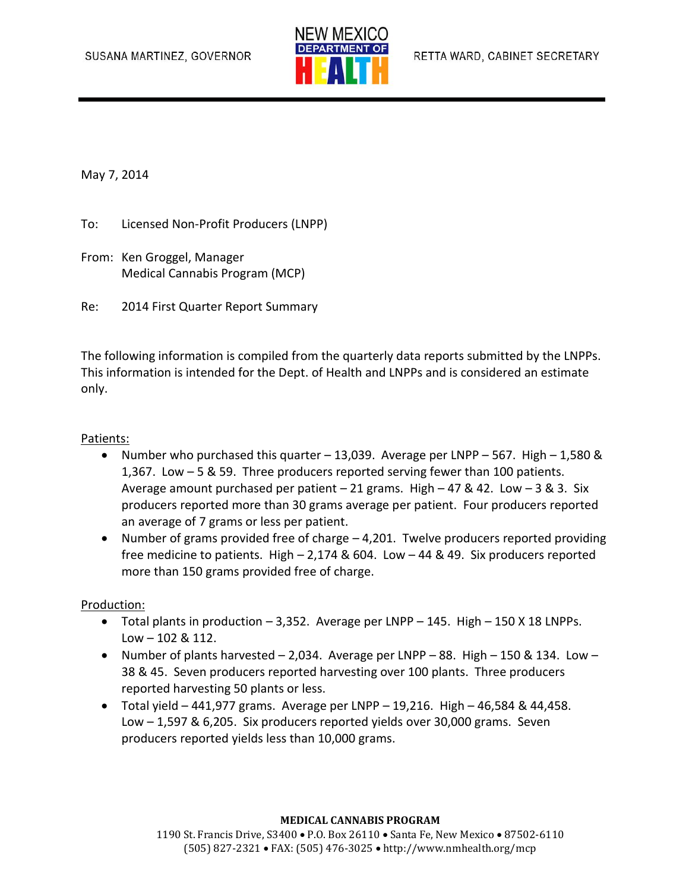SUSANA MARTINEZ, GOVERNOR

NEW MEXICO DEPARTMENT OF HEALTH

RETTA WARD, CABINET SECRETARY

May 7, 2014

To: Licensed Non-Profit Producers (LNPP)

From: Ken Groggel, Manager
Medical Cannabis Program (MCP)

Re: 2014 First Quarter Report Summary

The following information is compiled from the quarterly data reports submitted by the LNPPs. This information is intended for the Dept. of Health and LNPPs and is considered an estimate only.

Patients:

- Number who purchased this quarter – 13,039. Average per LNPP – 567. High – 1,580 & 1,367. Low – 5 & 59. Three producers reported serving fewer than 100 patients. Average amount purchased per patient – 21 grams. High – 47 & 42. Low – 3 & 3. Six producers reported more than 30 grams average per patient. Four producers reported an average of 7 grams or less per patient.
- Number of grams provided free of charge – 4,201. Twelve producers reported providing free medicine to patients. High – 2,174 & 604. Low – 44 & 49. Six producers reported more than 150 grams provided free of charge.

Production:

- Total plants in production – 3,352. Average per LNPP – 145. High – 150 X 18 LNPPs. Low – 102 & 112.
- Number of plants harvested – 2,034. Average per LNPP – 88. High – 150 & 134. Low – 38 & 45. Seven producers reported harvesting over 100 plants. Three producers reported harvesting 50 plants or less.
- Total yield – 441,977 grams. Average per LNPP – 19,216. High – 46,584 & 44,458. Low – 1,597 & 6,205. Six producers reported yields over 30,000 grams. Seven producers reported yields less than 10,000 grams.

**MEDICAL CANNABIS PROGRAM**
1190 St. Francis Drive, S3400 • P.O. Box 26110 • Santa Fe, New Mexico • 87502-6110
(505) 827-2321 • FAX: (505) 476-3025 • http://www.nmhealth.org/mcp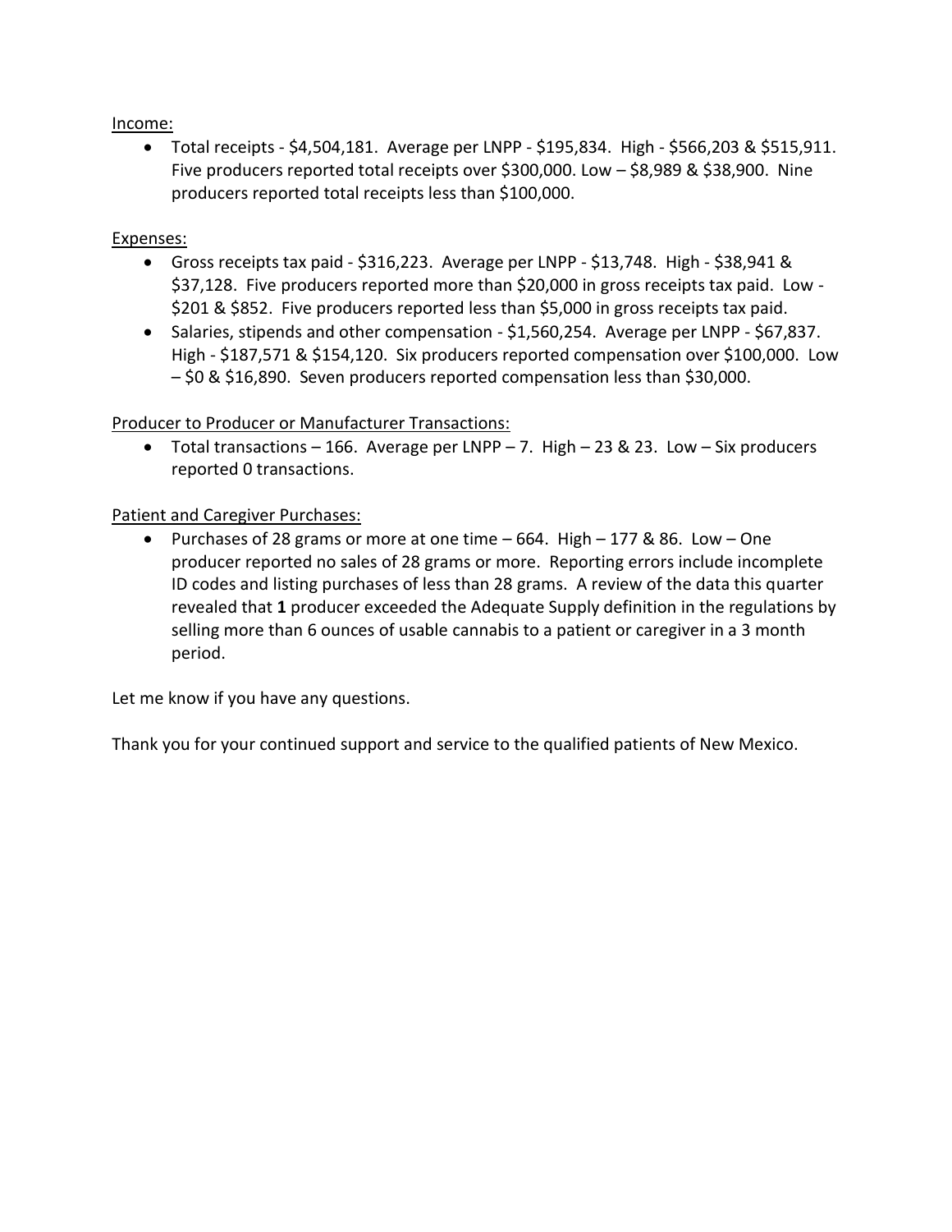Income:

- Total receipts - $4,504,181. Average per LNPP - $195,834. High - $566,203 & $515,911. Five producers reported total receipts over $300,000. Low – $8,989 & $38,900. Nine producers reported total receipts less than $100,000.

Expenses:

- Gross receipts tax paid - $316,223. Average per LNPP - $13,748. High - $38,941 & $37,128. Five producers reported more than $20,000 in gross receipts tax paid. Low - $201 & $852. Five producers reported less than $5,000 in gross receipts tax paid.
- Salaries, stipends and other compensation - $1,560,254. Average per LNPP - $67,837. High - $187,571 & $154,120. Six producers reported compensation over $100,000. Low – $0 & $16,890. Seven producers reported compensation less than $30,000.

Producer to Producer or Manufacturer Transactions:

- Total transactions – 166. Average per LNPP – 7. High – 23 & 23. Low – Six producers reported 0 transactions.

Patient and Caregiver Purchases:

- Purchases of 28 grams or more at one time – 664. High – 177 & 86. Low – One producer reported no sales of 28 grams or more. Reporting errors include incomplete ID codes and listing purchases of less than 28 grams. A review of the data this quarter revealed that **1** producer exceeded the Adequate Supply definition in the regulations by selling more than 6 ounces of usable cannabis to a patient or caregiver in a 3 month period.

Let me know if you have any questions.

Thank you for your continued support and service to the qualified patients of New Mexico.